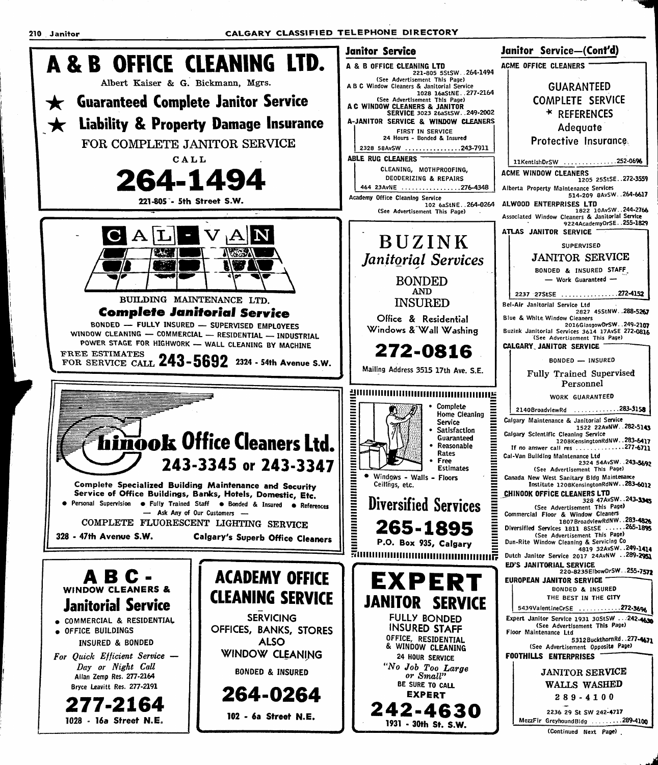## A & B OFFICE CLEANING LTD.

Albert Kaiser & G. Bickmann, Mgrs.

★ **Guaranteed Complete Janitor Service**

★ **Liability & Property Damage Insurance**

FOR COMPLETE JANITOR SERVICE

CALL

**264-1494**

221-805 - 5th Street S.W.

---

## CAL-VAN

BUILDING MAINTENANCE LTD.

***Complete Janitorial Service***

BONDED — FULLY INSURED — SUPERVISED EMPLOYEES

WINDOW CLEANING — COMMERCIAL — RESIDENTIAL — INDUSTRIAL

POWER STAGE FOR HIGHWORK — WALL CLEANING BY MACHINE

FREE ESTIMATES FOR SERVICE CALL **243-5692** 2324 - 54th Avenue S.W.

---

## Chinook Office Cleaners Ltd.

**243-3345 or 243-3347**

Complete Specialized Building Maintenance and Security Service of Office Buildings, Banks, Hotels, Domestic, Etc.

- Personal Supervision
- Fully Trained Staff
- Bonded & Insured
- References

— Ask Any of Our Customers —

COMPLETE FLUORESCENT LIGHTING SERVICE

328 - 47th Avenue S.W. Calgary's Superb Office Cleaners

---

## ABC - WINDOW CLEANERS & Janitorial Service

- COMMERCIAL & RESIDENTIAL
- OFFICE BUILDINGS

INSURED & BONDED

*For Quick Efficient Service — Day or Night Call*

Allan Zemp Res. 277-2164

Bryce Leavitt Res. 277-2191

**277-2164**

1028 - 16a Street N.E.

---

## ACADEMY OFFICE CLEANING SERVICE

SERVICING OFFICES, BANKS, STORES ALSO WINDOW CLEANING

BONDED & INSURED

**264-0264**

102 - 6a Street N.E.

---

## Janitor Service

**A & B OFFICE CLEANING LTD** 221-805 5StSW..264-1494
(See Advertisement This Page)

A B C Window Cleaners & Janitorial Service 1028 16aStNE..277-2164
(See Advertisement This Page)

**A C WINDOW CLEANERS & JANITOR SERVICE** 3023 26aStSW..249-2002

**A-JANITOR SERVICE & WINDOW CLEANERS**
FIRST IN SERVICE
24 Hours - Bonded & Insured
2328 58AvSW ................243-7911

**ABLE RUG CLEANERS**
CLEANING, MOTHPROOFING, DEODERIZING & REPAIRS
464 23AvNE ................276-4348

Academy Office Cleaning Service 102 6aStNE..264-0264
(See Advertisement This Page)

---

## BUZINK *Janitorial Services*

BONDED AND INSURED

Office & Residential Windows & Wall Washing

**272-0816**

Mailing Address 3515 17th Ave. S.E.

---

- Complete Home Cleaning Service
- Satisfaction Guaranteed
- Reasonable Rates
- Free Estimates
- Windows - Walls - Floors Ceilings, etc.

## Diversified Services

**265-1895**

P.O. Box 935, Calgary

---

## EXPERT JANITOR SERVICE

FULLY BONDED INSURED STAFF

OFFICE, RESIDENTIAL & WINDOW CLEANING

24 HOUR SERVICE

*"No Job Too Large or Small"*

BE SURE TO CALL EXPERT

**242-4630**

1931 - 30th St. S.W.

---

## Janitor Service—(Cont'd)

**ACME OFFICE CLEANERS**
GUARANTEED COMPLETE SERVICE
* REFERENCES
Adequate Protective Insurance
11KentishDrSW ..............252-0696

**ACME WINDOW CLEANERS** 1205 25StSE..272-3559

Alberta Property Maintenance Services 514-209 8AvSW..264-6617

**ALWOOD ENTERPRISES LTD** 1822 10AvSW..244-2766

Associated Window Cleaners & Janitorial Service 9224AcademyDrSE..255-1829

**ATLAS JANITOR SERVICE**
SUPERVISED
JANITOR SERVICE
BONDED & INSURED STAFF
— Work Guaranteed —
2237 27StSE ................272-4152

Bel-Air Janitorial Service Ltd 2827 45StNW..288-5267

Blue & White Window Cleaners 2016GlasgowDrSW..249-2107

Buzink Janitorial Services 3614 17AvSE 272-0816
(See Advertisement This Page)

**CALGARY JANITOR SERVICE**
BONDED — INSURED
Fully Trained Supervised Personnel
WORK GUARANTEED
2140BroadviewRd .............283-3158

Calgary Maintenance & Janitorial Service 1522 22AvNW..282-5143

Calgary Scientific Cleaning Service 1208KensingtonRdNW..283-6417
If no answer call res ..............277-6711

Cal-Van Building Maintenance Ltd 2324 54AvSW..243-5692
(See Advertisement This Page)

Canada New West Sanitary Bldg Maintenance Institute 1208KensingtonRdNW..283-6012

**CHINOOK OFFICE CLEANERS LTD** 328 47AvSW..243-3345
(See Advertisement This Page)

Commercial Floor & Window Cleaners 1807BroadviewRdNW..283-4826

Diversified Services 1811 8StSE ......265-1895
(See Advertisement This Page)

Dun-Rite Window Cleaning & Servicing Co 4819 32AvSW..249-1414

Dutch Janitor Service 2017 24AvNW ..289-2951

**ED'S JANITORIAL SERVICE** 220-8235ElbowDrSW..255-7572

**EUROPEAN JANITOR SERVICE**
BONDED & INSURED
THE BEST IN THE CITY
5439ValentineCrSE ...........272-3696

Expert Janitor Service 1931 30StSW ...242-4630
(See Advertisement This Page)

Floor Maintenance Ltd 5312BuckthornRd..277-4671
(See Advertisement Opposite Page)

**FOOTHILLS ENTERPRISES**
JANITOR SERVICE
WALLS WASHED
289-4100
2236 29 St SW 242-4717
MezzFlr GreyhoundBldg .........289-4100

(Continued Next Page)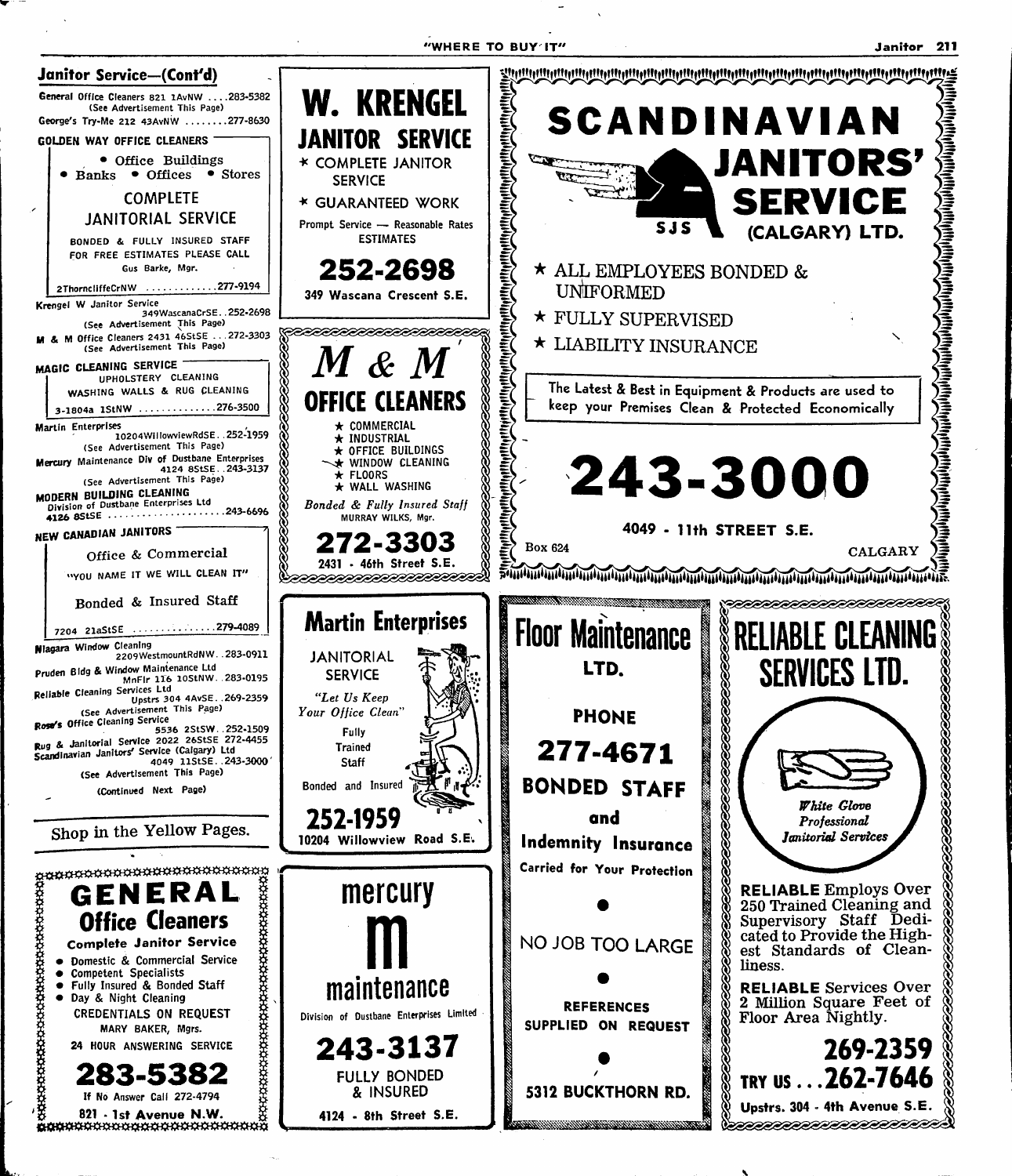## Janitor Service—(Cont'd)

General Office Cleaners 821 1AvNW ....283-5382
(See Advertisement This Page)
George's Try-Me 212 43AvNW ........277-8630

**GOLDEN WAY OFFICE CLEANERS**

- Office Buildings
- Banks • Offices • Stores

COMPLETE JANITORIAL SERVICE

BONDED & FULLY INSURED STAFF
FOR FREE ESTIMATES PLEASE CALL
Gus Barke, Mgr.

2ThorncliffeCrNW ............277-9194

Krengel W Janitor Service
349WascanaCrSE..252-2698
(See Advertisement This Page)
M & M Office Cleaners 2431 46StSE ...272-3303
(See Advertisement This Page)

**MAGIC CLEANING SERVICE**

UPHOLSTERY CLEANING
WASHING WALLS & RUG CLEANING

3-1804a 1StNW .............276-3500

Martin Enterprises
10204WillowviewRdSE..252-1959
(See Advertisement This Page)
Mercury Maintenance Div of Dustbane Enterprises
4124 8StSE..243-3137
(See Advertisement This Page)

**MODERN BUILDING CLEANING**
Division of Dustbane Enterprises Ltd
4126 8StSE ....................243-6696

**NEW CANADIAN JANITORS**

Office & Commercial

"YOU NAME IT WE WILL CLEAN IT"

Bonded & Insured Staff

7204 21aStSE ..............279-4089

Niagara Window Cleaning
2209WestmountRdNW..283-0911
Pruden Bldg & Window Maintenance Ltd
MnFlr 116 10StNW..283-0195
Reliable Cleaning Services Ltd
Upstrs 304 4AvSE..269-2359
(See Advertisement This Page)
Rose's Office Cleaning Service
5536 2StSW..252-1509
Rug & Janitorial Service 2022 26StSE 272-4455
Scandinavian Janitors' Service (Calgary) Ltd
4049 11StSE..243-3000
(See Advertisement This Page)

(Continued Next Page)

Shop in the Yellow Pages.

---

# GENERAL
## Office Cleaners

Complete Janitor Service

- Domestic & Commercial Service
- Competent Specialists
- Fully Insured & Bonded Staff
- Day & Night Cleaning

CREDENTIALS ON REQUEST
MARY BAKER, Mgrs.

24 HOUR ANSWERING SERVICE

**283-5382**

If No Answer Call 272-4794

821 - 1st Avenue N.W.

---

# W. KRENGEL
## JANITOR SERVICE

★ COMPLETE JANITOR SERVICE

★ GUARANTEED WORK

Prompt Service — Reasonable Rates
ESTIMATES

**252-2698**

349 Wascana Crescent S.E.

---

# *M & M*
## OFFICE CLEANERS

- ★ COMMERCIAL
- ★ INDUSTRIAL
- ★ OFFICE BUILDINGS
- ★ WINDOW CLEANING
- ★ FLOORS
- ★ WALL WASHING

*Bonded & Fully Insured Staff*
MURRAY WILKS, Mgr.

**272-3303**

2431 - 46th Street S.E.

---

## Martin Enterprises

JANITORIAL SERVICE

*"Let Us Keep Your Office Clean"*

Fully Trained Staff

Bonded and Insured

**252-1959**

10204 Willowview Road S.E.

---

# mercury
# m
## maintenance

Division of Dustbane Enterprises Limited

**243-3137**

FULLY BONDED & INSURED

4124 - 8th Street S.E.

---

# SCANDINAVIAN JANITORS' SERVICE
## (CALGARY) LTD.

SJS

★ ALL EMPLOYEES BONDED & UNIFORMED

★ FULLY SUPERVISED

★ LIABILITY INSURANCE

The Latest & Best in Equipment & Products are used to keep your Premises Clean & Protected Economically

**243-3000**

4049 - 11th STREET S.E.

Box 624 CALGARY

---

# Floor Maintenance
## LTD.

PHONE

**277-4671**

**BONDED STAFF**

**and**

**Indemnity Insurance**

Carried for Your Protection

•

NO JOB TOO LARGE

•

REFERENCES SUPPLIED ON REQUEST

•

5312 BUCKTHORN RD.

---

# RELIABLE CLEANING SERVICES LTD.

*White Glove Professional Janitorial Services*

**RELIABLE** Employs Over 250 Trained Cleaning and Supervisory Staff Dedicated to Provide the Highest Standards of Cleanliness.

**RELIABLE** Services Over 2 Million Square Feet of Floor Area Nightly.

**269-2359**

**TRY US ...262-7646**

Upstrs. 304 - 4th Avenue S.E.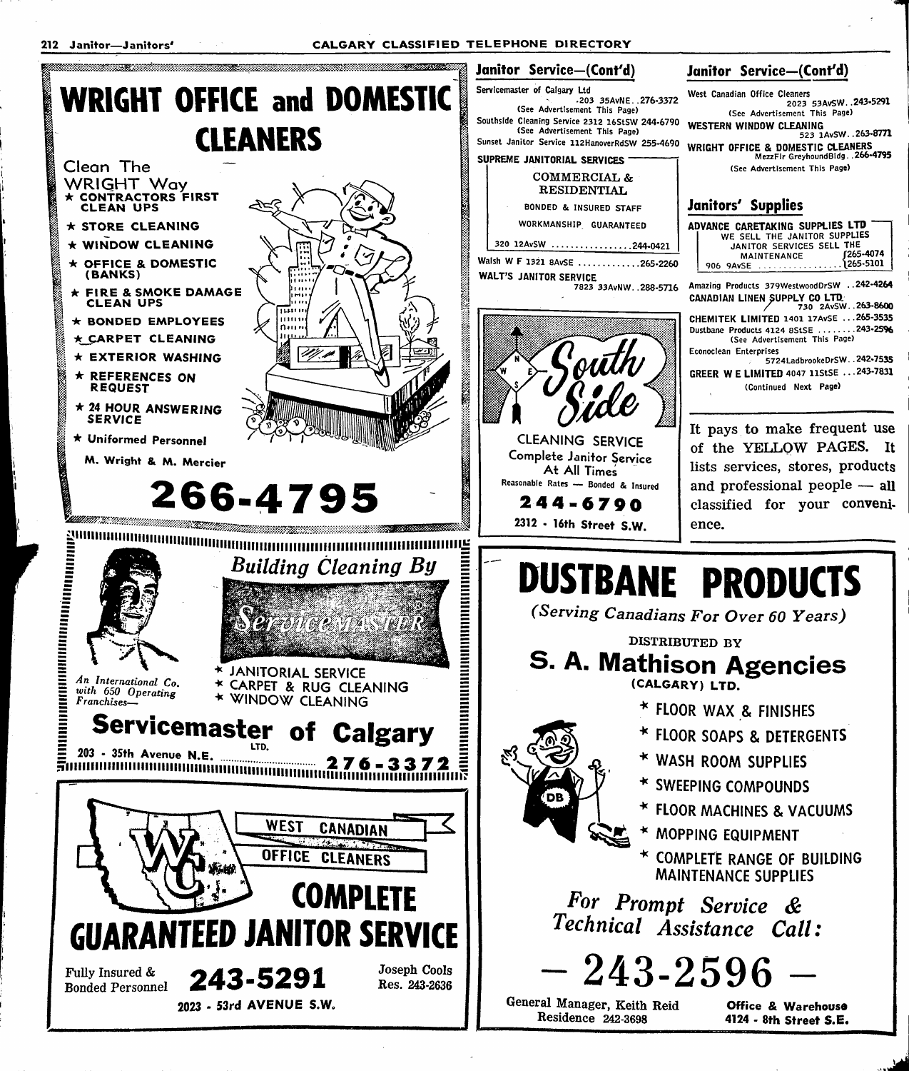# WRIGHT OFFICE and DOMESTIC CLEANERS

Clean The WRIGHT Way

- ★ CONTRACTORS FIRST CLEAN UPS
- ★ STORE CLEANING
- ★ WINDOW CLEANING
- ★ OFFICE & DOMESTIC (BANKS)
- ★ FIRE & SMOKE DAMAGE CLEAN UPS
- ★ BONDED EMPLOYEES
- ★ CARPET CLEANING
- ★ EXTERIOR WASHING
- ★ REFERENCES ON REQUEST
- ★ 24 HOUR ANSWERING SERVICE
- ★ Uniformed Personnel

M. Wright & M. Mercier

**266-4795**

---

*Building Cleaning By*

**ServiceMaster**

*An International Co. with 650 Operating Franchises—*

- \* JANITORIAL SERVICE
- \* CARPET & RUG CLEANING
- \* WINDOW CLEANING

**Servicemaster of Calgary** LTD.

203 - 35th Avenue N.E. .......... **276-3372**

---

**WEST CANADIAN OFFICE CLEANERS**

**COMPLETE GUARANTEED JANITOR SERVICE**

Fully Insured & Bonded Personnel

**243-5291**

Joseph Cools Res. 243-2636

2023 - 53rd AVENUE S.W.

---

## Janitor Service—(Cont'd)

Servicemaster of Calgary Ltd .203 35AvNE..276-3372
(See Advertisement This Page)

Southside Cleaning Service 2312 16StSW 244-6790
(See Advertisement This Page)

Sunset Janitor Service 112HanoverRdSW 255-4690

**SUPREME JANITORIAL SERVICES**
COMMERCIAL & RESIDENTIAL
BONDED & INSURED STAFF
WORKMANSHIP GUARANTEED
320 12AvSW ................244-0421

Walsh W F 1321 8AvSE ............265-2260

**WALT'S JANITOR SERVICE** 7823 33AvNW..288-5716

---

**South Side**

CLEANING SERVICE
Complete Janitor Service At All Times
Reasonable Rates — Bonded & Insured

**244-6790**

2312 - 16th Street S.W.

---

## Janitor Service—(Cont'd)

West Canadian Office Cleaners 2023 53AvSW..243-5291
(See Advertisement This Page)

**WESTERN WINDOW CLEANING** 523 1AvSW..263-8771

**WRIGHT OFFICE & DOMESTIC CLEANERS** MezzFlr GreyhoundBldg..266-4795
(See Advertisement This Page)

## Janitors' Supplies

**ADVANCE CARETAKING SUPPLIES LTD**
WE SELL THE JANITOR SUPPLIES JANITOR SERVICES SELL THE MAINTENANCE
906 9AvSE ................265-4074 / 265-5101

Amazing Products 379WestwoodDrSW ..242-4264

**CANADIAN LINEN SUPPLY CO LTD** 730 2AvSW..263-8600

**CHEMITEK LIMITED** 1401 17AvSE ...265-3535

Dustbane Products 4124 8StSE ........243-2596
(See Advertisement This Page)

Econoclean Enterprises 5724LadbrookeDrSW..242-7535

**GREER W E LIMITED** 4047 11StSE ...243-7831

(Continued Next Page)

---

It pays to make frequent use of the YELLOW PAGES. It lists services, stores, products and professional people — all classified for your convenience.

---

# DUSTBANE PRODUCTS

*(Serving Canadians For Over 60 Years)*

DISTRIBUTED BY

**S. A. Mathison Agencies** (CALGARY) LTD.

- \* FLOOR WAX & FINISHES
- \* FLOOR SOAPS & DETERGENTS
- \* WASH ROOM SUPPLIES
- \* SWEEPING COMPOUNDS
- \* FLOOR MACHINES & VACUUMS
- \* MOPPING EQUIPMENT
- \* COMPLETE RANGE OF BUILDING MAINTENANCE SUPPLIES

*For Prompt Service & Technical Assistance Call:*

**— 243-2596 —**

General Manager, Keith Reid Residence 242-3698

Office & Warehouse 4124 - 8th Street S.E.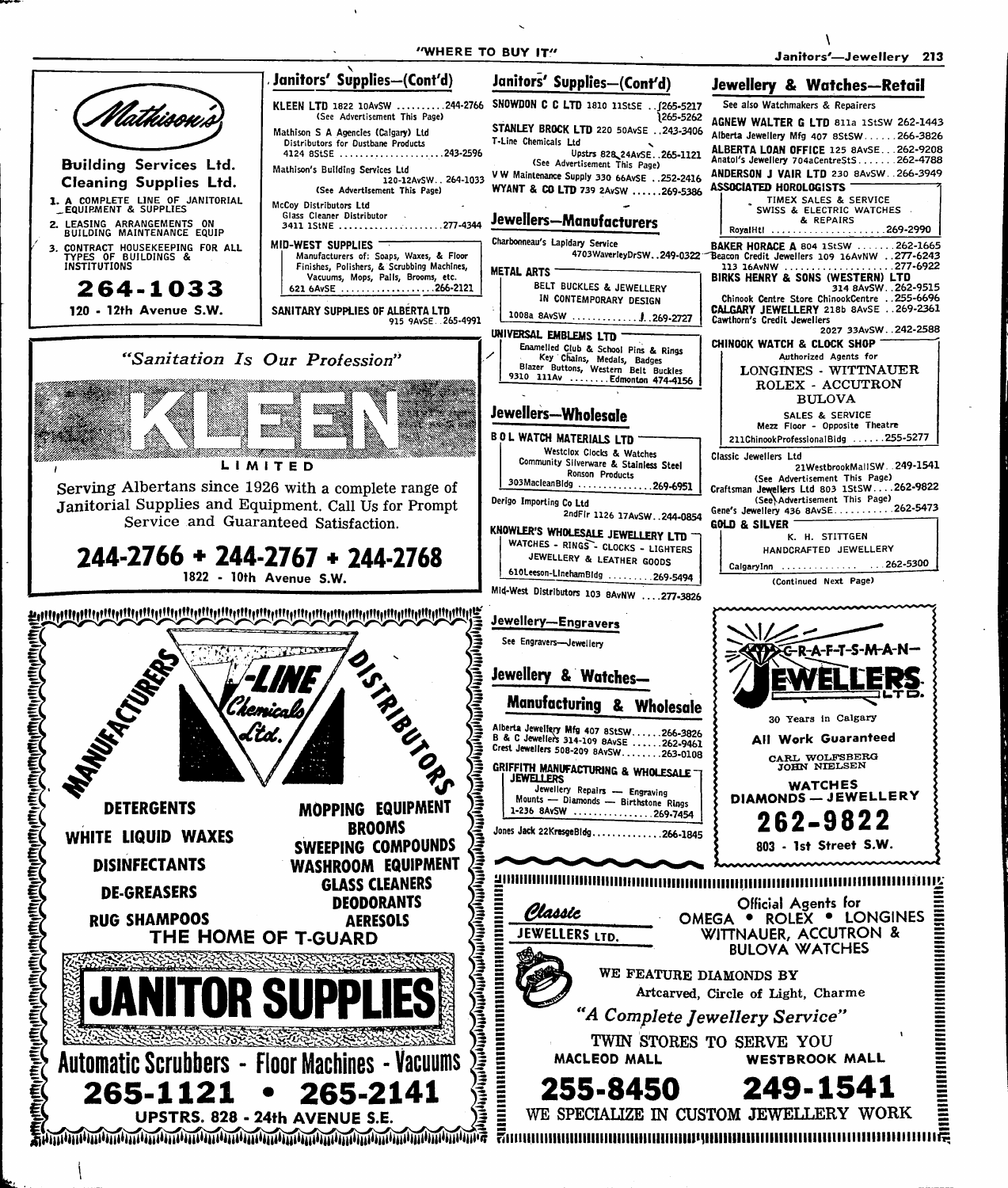## Mathison's

**Building Services Ltd.**
**Cleaning Supplies Ltd.**

1. A COMPLETE LINE OF JANITORIAL EQUIPMENT & SUPPLIES
2. LEASING ARRANGEMENTS ON BUILDING MAINTENANCE EQUIP
3. CONTRACT HOUSEKEEPING FOR ALL TYPES OF BUILDINGS & INSTITUTIONS

**264-1033**
120 - 12th Avenue S.W.

## Janitors' Supplies—(Cont'd)

KLEEN LTD 1822 10AvSW ..........244-2766
(See Advertisement This Page)
Mathison S A Agencies (Calgary) Ltd
Distributors for Dustbane Products
4124 8StSE ....................243-2596
Mathison's Building Services Ltd
120-12AvSW..264-1033
(See Advertisement This Page)
McCoy Distributors Ltd
Glass Cleaner Distributor
3411 1StNE ....................277-4344

MID-WEST SUPPLIES
Manufacturers of: Soaps, Waxes, & Floor Finishes, Polishers, & Scrubbing Machines, Vacuums, Mops, Pails, Brooms, etc.
621 6AvSE ..................266-2121

SANITARY SUPPLIES OF ALBERTA LTD
915 9AvSE..265-4991

## Janitors' Supplies—(Cont'd)

SNOWDON C C LTD 1810 11StSE ..265-5217
265-5262
STANLEY BROCK LTD 220 50AvSE ..243-3406
T-Line Chemicals Ltd
Upstrs 828 24AvSE..265-1121
(See Advertisement This Page)
V W Maintenance Supply 330 66AvSE ..252-2416
WYANT & CO LTD 739 2AvSW ......269-5386

## Jewellers—Manufacturers

Charbonneau's Lapidary Service
4703WaverleyDrSW..249-0322

METAL ARTS
BELT BUCKLES & JEWELLERY IN CONTEMPORARY DESIGN
1008a 8AvSW ..............269-2727

UNIVERSAL EMBLEMS LTD
Enamelled Club & School Pins & Rings
Key Chains, Medals, Badges
Blazer Buttons, Western Belt Buckles
9310 111Av ........Edmonton 474-4156

## Jewellers—Wholesale

B O L WATCH MATERIALS LTD
Westclox Clocks & Watches
Community Silverware & Stainless Steel
Ronson Products
303MacleanBldg ..............269-6951
Derigo Importing Co Ltd
2ndFlr 1126 17AvSW..244-0854

KNOWLER'S WHOLESALE JEWELLERY LTD
WATCHES - RINGS - CLOCKS - LIGHTERS
JEWELLERY & LEATHER GOODS
610Leeson-LinehamBldg ........269-5494
Mid-West Distributors 103 8AvNW ....277-3826

## Jewellery & Watches—Retail

See also Watchmakers & Repairers

AGNEW WALTER G LTD 811a 1StSW 262-1443
Alberta Jewellery Mfg 407 8StSW......266-3826
ALBERTA LOAN OFFICE 125 8AvSE...262-9208
Anatol's Jewellery 704aCentreStS.......262-4788
ANDERSON J VAIR LTD 230 8AvSW..266-3949

ASSOCIATED HOROLOGISTS
TIMEX SALES & SERVICE
SWISS & ELECTRIC WATCHES & REPAIRS
RoyalHtl ......................269-2990

BAKER HORACE A 804 1StSW .......262-1665
Beacon Credit Jewellers 109 16AvNW ..277-6243
113 16AvNW ....................277-6922
BIRKS HENRY & SONS (WESTERN) LTD
314 8AvSW..262-9515
Chinook Centre Store ChinookCentre ..255-6696
CALGARY JEWELLERY 218b 8AvSE ..269-2361
Cawthorn's Credit Jewellers
2027 33AvSW..242-2588

CHINOOK WATCH & CLOCK SHOP
Authorized Agents for
LONGINES - WITTNAUER
ROLEX - ACCUTRON
BULOVA
SALES & SERVICE
Mezz Floor - Opposite Theatre
211ChinookProfessionalBldg ......255-5277

Classic Jewellers Ltd
21WestbrookMallSW..249-1541
(See Advertisement This Page)
Craftsman Jewellers Ltd 803 1StSW....262-9822
(See Advertisement This Page)
Gene's Jewellery 436 8AvSE..........262-5473

GOLD & SILVER
K. H. STITTGEN
HANDCRAFTED JEWELLERY
CalgaryInn ....................262-5300

(Continued Next Page)

*"Sanitation Is Our Profession"*

# KLEEN
LIMITED

Serving Albertans since 1926 with a complete range of Janitorial Supplies and Equipment. Call Us for Prompt Service and Guaranteed Satisfaction.

**244-2766 + 244-2767 + 244-2768**
1822 - 10th Avenue S.W.

## Jewellery—Engravers

See Engravers—Jewellery

## Jewellery & Watches—Manufacturing & Wholesale

Alberta Jewellery Mfg 407 8StSW......266-3826
B & C Jewellers 314-109 8AvSE ......262-9461
Crest Jewellers 508-209 8AvSW........263-0108

GRIFFITH MANUFACTURING & WHOLESALE JEWELLERS
Jewellery Repairs — Engraving
Mounts — Diamonds — Birthstone Rings
1-236 8AvSW ................269-7454

Jones Jack 22KresgeBldg.............266-1845

MANUFACTURERS — T-LINE Chemicals Ltd. — DISTRIBUTORS

DETERGENTS — WHITE LIQUID WAXES — DISINFECTANTS — DE-GREASERS — RUG SHAMPOOS

MOPPING EQUIPMENT — BROOMS — SWEEPING COMPOUNDS — WASHROOM EQUIPMENT — GLASS CLEANERS — DEODORANTS — AERESOLS

THE HOME OF T-GUARD

# JANITOR SUPPLIES

**Automatic Scrubbers - Floor Machines - Vacuums**

**265-1121 • 265-2141**
UPSTRS. 828 - 24th AVENUE S.E.

C-R-A-F-T-S-M-A-N-
# JEWELLERS LTD.

30 Years in Calgary

**All Work Guaranteed**

CARL WOLFSBERG
JOHN NIELSEN

WATCHES
DIAMONDS — JEWELLERY

**262-9822**
803 - 1st Street S.W.

*Classic* JEWELLERS LTD.

Official Agents for
OMEGA • ROLEX • LONGINES
WITTNAUER, ACCUTRON & BULOVA WATCHES

WE FEATURE DIAMONDS BY
Artcarved, Circle of Light, Charme

*"A Complete Jewellery Service"*

TWIN STORES TO SERVE YOU

MACLEOD MALL — **255-8450**
WESTBROOK MALL — **249-1541**

WE SPECIALIZE IN CUSTOM JEWELLERY WORK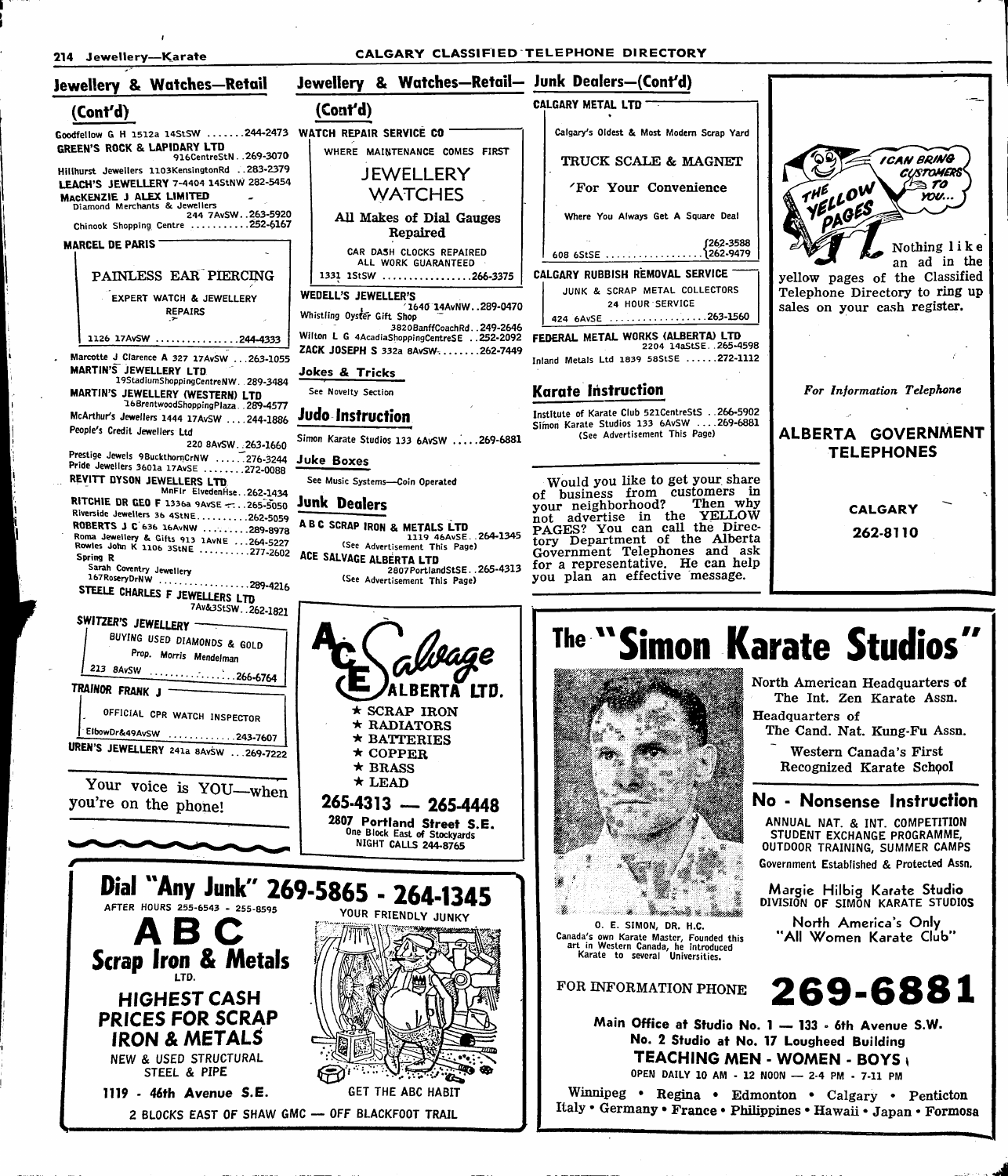## Jewellery & Watches—Retail (Cont'd)

Goodfellow G H 1512a 14StSW .......244-2473
**GREEN'S ROCK & LAPIDARY LTD** 916CentreStN..269-3070
Hillhurst Jewellers 1103KensingtonRd ..283-2379
**LEACH'S JEWELLERY** 7-4404 14StNW 282-5454
**MacKENZIE J ALEX LIMITED**
Diamond Merchants & Jewellers
244 7AvSW..263-5920
Chinook Shopping Centre ..........252-6167

**MARCEL DE PARIS**
PAINLESS EAR PIERCING
EXPERT WATCH & JEWELLERY REPAIRS
1126 17AvSW ...............244-4333

Marcotte J Clarence A 327 17AvSW ...263-1055
**MARTIN'S JEWELLERY LTD** 19StadiumShoppingCentreNW..289-3484
**MARTIN'S JEWELLERY (WESTERN) LTD** 16BrentwoodShoppingPlaza..289-4577
McArthur's Jewellers 1444 17AvSW ....244-1886
People's Credit Jewellers Ltd
220 8AvSW..263-1660
Prestige Jewels 9BuckthornCrNW .....276-3244
Pride Jewellers 3601a 17AvSE .......272-0088
**REVITT DYSON JEWELLERS LTD** MnFlr ElvedenHse..262-1434
**RITCHIE DR GEO F** 1336a 9AvSE ...265-5050
Riverside Jewellers 36 4StNE.........262-5059
**ROBERTS J C** 636 16AvNW ........289-8978
Roma Jewellery & Gifts 913 1AvNE ...264-5227
Rowles John K 1106 3StNE ..........277-2602
Spring R
Sarah Coventry Jewellery
167RoseryDrNW ..................289-4216
**STEELE CHARLES F JEWELLERS LTD** 7Av&3StSW..262-1821

**SWITZER'S JEWELLERY**
BUYING USED DIAMONDS & GOLD
Prop. Morris Mendelman
213 8AvSW ..................266-6764

**TRAINOR FRANK J**
OFFICIAL CPR WATCH INSPECTOR
ElbowDr&49AvSW ............243-7607

**UREN'S JEWELLERY** 241a 8AvSW ...269-7222

Your voice is YOU—when you're on the phone!

## Jewellery & Watches—Retail—(Cont'd)

**WATCH REPAIR SERVICE CO**
WHERE MAINTENANCE COMES FIRST
JEWELLERY
WATCHES
All Makes of Dial Gauges Repaired
CAR DASH CLOCKS REPAIRED
ALL WORK GUARANTEED
1331 1StSW ................266-3375

**WEDELL'S JEWELLER'S** 1640 14AvNW..289-0470
Whistling Oyster Gift Shop
3820BanffCoachRd..249-2646
Wilton L G 4AcadiaShoppingCentreSE ..252-2092
**ZACK JOSEPH S** 332a 8AvSW........262-7449

## Jokes & Tricks

See Novelty Section

## Judo Instruction

Simon Karate Studios 133 6AvSW .....269-6881

## Juke Boxes

See Music Systems—Coin Operated

## Junk Dealers

**A B C SCRAP IRON & METALS LTD** 1119 46AvSE..264-1345
(See Advertisement This Page)
**ACE SALVAGE ALBERTA LTD** 2807PortlandStSE..265-4313
(See Advertisement This Page)

**ACE SALVAGE ALBERTA LTD.**
★ SCRAP IRON
★ RADIATORS
★ BATTERIES
★ COPPER
★ BRASS
★ LEAD
**265-4313 — 265-4448**
**2807 Portland Street S.E.**
One Block East of Stockyards
NIGHT CALLS 244-8765

## Junk Dealers—(Cont'd)

**CALGARY METAL LTD**
Calgary's Oldest & Most Modern Scrap Yard
TRUCK SCALE & MAGNET
For Your Convenience
Where You Always Get A Square Deal
608 6StSE ..................262-3588 / 262-9479

**CALGARY RUBBISH REMOVAL SERVICE**
JUNK & SCRAP METAL COLLECTORS
24 HOUR SERVICE
424 6AvSE ..................263-1560

**FEDERAL METAL WORKS (ALBERTA) LTD** 2204 14aStSE..265-4598
Inland Metals Ltd 1839 58StSE ......272-1112

## Karate Instruction

Institute of Karate Club 521CentreStS ..266-5902
Simon Karate Studios 133 6AvSW ....269-6881
(See Advertisement This Page)

Would you like to get your share of business from customers in your neighborhood? Then why not advertise in the YELLOW PAGES? You can call the Directory Department of the Alberta Government Telephones and ask for a representative. He can help you plan an effective message.

THE YELLOW PAGES — I CAN BRING CUSTOMERS TO YOU...

Nothing like an ad in the yellow pages of the Classified Telephone Directory to ring up sales on your cash register.

*For Information Telephone*
**ALBERTA GOVERNMENT TELEPHONES**
**CALGARY**
**262-8110**

**Dial "Any Junk" 269-5865 - 264-1345**
AFTER HOURS 255-6543 - 255-8595
YOUR FRIENDLY JUNKY
**ABC**
**Scrap Iron & Metals** LTD.
**HIGHEST CASH PRICES FOR SCRAP IRON & METALS**
NEW & USED STRUCTURAL STEEL & PIPE
**1119 - 46th Avenue S.E.**
GET THE ABC HABIT
2 BLOCKS EAST OF SHAW GMC — OFF BLACKFOOT TRAIL

# The "Simon Karate Studios"

North American Headquarters of The Int. Zen Karate Assn.
Headquarters of The Cand. Nat. Kung-Fu Assn.
Western Canada's First Recognized Karate School

**No - Nonsense Instruction**
ANNUAL NAT. & INT. COMPETITION
STUDENT EXCHANGE PROGRAMME,
OUTDOOR TRAINING, SUMMER CAMPS
Government Established & Protected Assn.

Margie Hilbig Karate Studio
DIVISION OF SIMON KARATE STUDIOS
North America's Only "All Women Karate Club"

O. E. SIMON, DR. H.C.
Canada's own Karate Master, Founded this art in Western Canada, he introduced Karate to several Universities.

FOR INFORMATION PHONE **269-6881**

**Main Office at Studio No. 1 — 133 - 6th Avenue S.W.**
**No. 2 Studio at No. 17 Lougheed Building**
**TEACHING MEN - WOMEN - BOYS**
OPEN DAILY 10 AM - 12 NOON — 2-4 PM - 7-11 PM
Winnipeg • Regina • Edmonton • Calgary • Penticton
Italy • Germany • France • Philippines • Hawaii • Japan • Formosa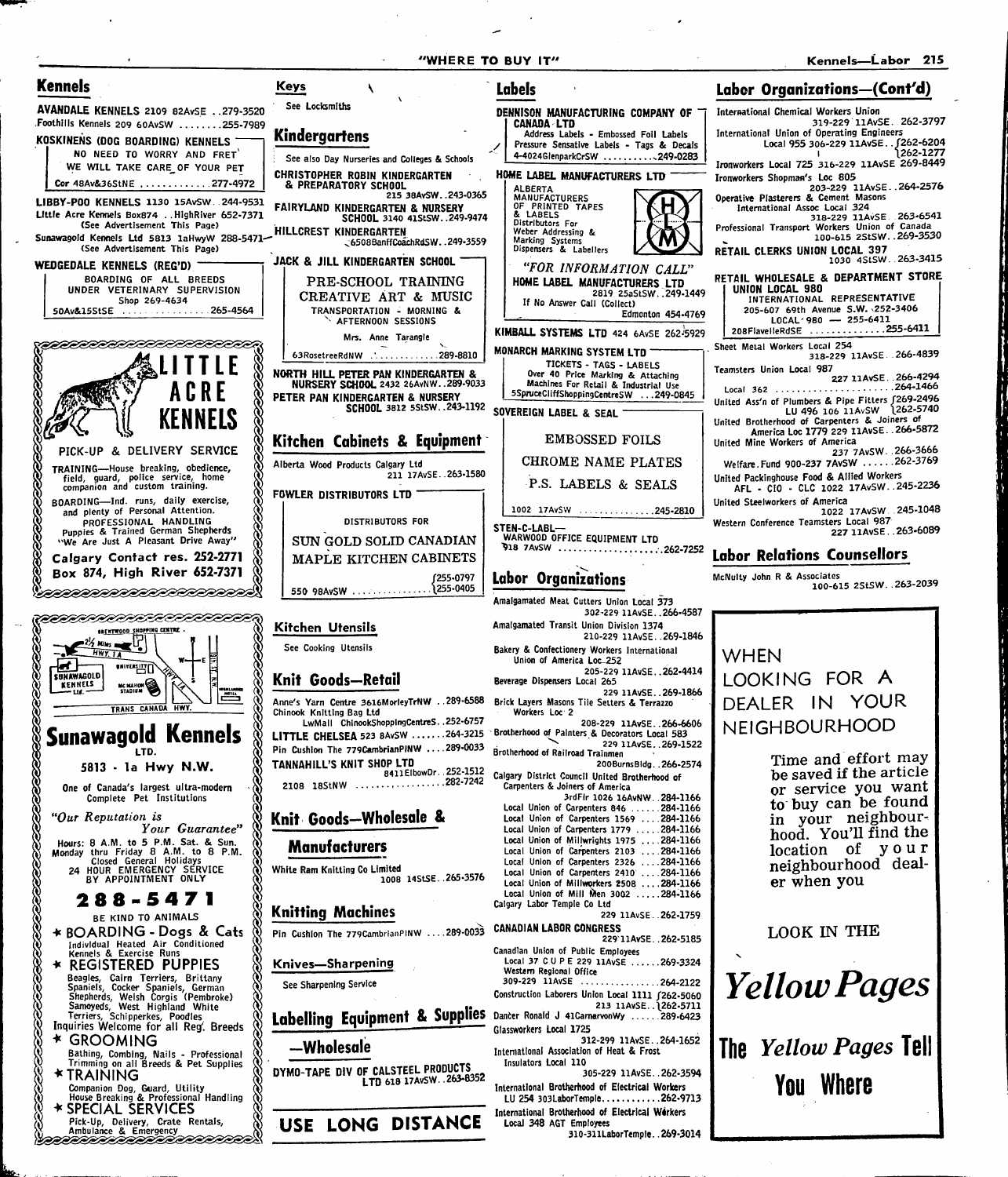## Kennels

AVANDALE KENNELS 2109 82AvSE ..279-3520
Foothills Kennels 209 60AvSW ........255-7989

**KOSKINENS (DOG BOARDING) KENNELS**
NO NEED TO WORRY AND FRET
WE WILL TAKE CARE OF YOUR PET
Cor 48Av&36StNE .............277-4972

LIBBY-POO KENNELS 1130 15AvSW..244-9531
Little Acre Kennels Box874 ..HighRiver 652-7371
(See Advertisement This Page)
Sunawagold Kennels Ltd 5813 1aHwyW 288-5471
(See Advertisement This Page)

**WEDGEDALE KENNELS (REG'D)**
BOARDING OF ALL BREEDS
UNDER VETERINARY SUPERVISION
Shop 269-4634
50Av&15StSE ................265-4564

**LITTLE ACRE KENNELS**

PICK-UP & DELIVERY SERVICE

TRAINING—House breaking, obedience, field, guard, police service, home companion and custom training.

BOARDING—Ind. runs, daily exercise, and plenty of Personal Attention.
PROFESSIONAL HANDLING
Puppies & Trained German Shepherds
"We Are Just A Pleasant Drive Away"

**Calgary Contact res. 252-2771**
**Box 874, High River 652-7371**

BRENTWOOD SHOPPING CENTRE · 2½ Miles · HWY. 1A · UNIVERSITY · SUNAWAGOLD KENNELS LTD. · MCMAHON STADIUM · HIGHLANDER MOTEL · TRANS CANADA HWY.

**Sunawagold Kennels**
LTD.

5813 - 1a Hwy N.W.

One of Canada's largest ultra-modern Complete Pet Institutions

*"Our Reputation is Your Guarantee"*

Hours: 8 A.M. to 5 P.M. Sat. & Sun.
Monday thru Friday 8 A.M. to 8 P.M.
Closed General Holidays
24 HOUR EMERGENCY SERVICE
BY APPOINTMENT ONLY

**288-5471**

BE KIND TO ANIMALS

* BOARDING - Dogs & Cats
Individual Heated Air Conditioned Kennels & Exercise Runs
* REGISTERED PUPPIES
Beagles, Cairn Terriers, Brittany Spaniels, Cocker Spaniels, German Shepherds, Welsh Corgis (Pembroke) Samoyeds, West Highland White Terriers, Schipperkes, Poodles
Inquiries Welcome for all Reg. Breeds
* GROOMING
Bathing, Combing, Nails - Professional Trimming on all Breeds & Pet Supplies
* TRAINING
Companion Dog, Guard, Utility House Breaking & Professional Handling
* SPECIAL SERVICES
Pick-Up, Delivery, Crate Rentals, Ambulance & Emergency

## Keys

See Locksmiths

## Kindergartens

See also Day Nurseries and Colleges & Schools

CHRISTOPHER ROBIN KINDERGARTEN & PREPARATORY SCHOOL
215 38AvSW..243-0365
FAIRYLAND KINDERGARTEN & NURSERY SCHOOL 3140 41StSW..249-9474
HILLCREST KINDERGARTEN
6508BanffCoachRdSW..249-3559

**JACK & JILL KINDERGARTEN SCHOOL**
PRE-SCHOOL TRAINING
CREATIVE ART & MUSIC
TRANSPORTATION - MORNING & AFTERNOON SESSIONS
Mrs. Anne Tarangle
63RosetreeRdNW .............289-8810

NORTH HILL PETER PAN KINDERGARTEN & NURSERY SCHOOL 2432 26AvNW..289-9033
PETER PAN KINDERGARTEN & NURSERY SCHOOL 3812 5StSW..243-1192

## Kitchen Cabinets & Equipment

Alberta Wood Products Calgary Ltd
211 17AvSE..263-1580

**FOWLER DISTRIBUTORS LTD**
DISTRIBUTORS FOR
SUN GOLD SOLID CANADIAN MAPLE KITCHEN CABINETS
550 98AvSW ................255-0797 / 255-0405

## Kitchen Utensils

See Cooking Utensils

## Knit Goods—Retail

Anne's Yarn Centre 3616MorleyTrNW ..289-6588
Chinook Knitting Bag Ltd
LwMall ChinookShoppingCentreS..252-6757
LITTLE CHELSEA 523 8AvSW .......264-3215
Pin Cushion The 779CambrianPlNW ....289-0033
TANNAHILL'S KNIT SHOP LTD
8411ElbowDr..252-1512
2108 18StNW .................282-7242

## Knit Goods—Wholesale & Manufacturers

White Ram Knitting Co Limited
1008 14StSE..265-3576

## Knitting Machines

Pin Cushion The 779CambrianPlNW ....289-0033

## Knives—Sharpening

See Sharpening Service

## Labelling Equipment & Supplies—Wholesale

DYMO-TAPE DIV OF CALSTEEL PRODUCTS LTD 618 17AvSW..263-8352

**USE LONG DISTANCE**

## Labels

**DENNISON MANUFACTURING COMPANY OF CANADA LTD**
Address Labels - Embossed Foil Labels
Pressure Sensative Labels - Tags & Decals
4-4024GlenparkCrSW ..........249-0283

**HOME LABEL MANUFACTURERS LTD**
ALBERTA MANUFACTURERS OF PRINTED TAPES & LABELS
Distributors For Weber Addressing & Marking Systems Dispensers & Labellers
*"FOR INFORMATION CALL"*
HOME LABEL MANUFACTURERS LTD
2819 25aStSW..249-1449
If No Answer Call (Collect)
Edmonton 454-4769

KIMBALL SYSTEMS LTD 424 6AvSE 262-5929

**MONARCH MARKING SYSTEM LTD**
TICKETS - TAGS - LABELS
Over 40 Price Marking & Attaching Machines For Retail & Industrial Use
5SpruceCliffShoppingCentreSW ...249-0845

**SOVEREIGN LABEL & SEAL**
EMBOSSED FOILS
CHROME NAME PLATES
P.S. LABELS & SEALS
1002 17AvSW ..............245-2810

STEN-C-LABL—
WARWOOD OFFICE EQUIPMENT LTD
918 7AvSW ....................262-7252

## Labor Organizations

Amalgamated Meat Cutters Union Local 373
302-229 11AvSE..266-4587
Amalgamated Transit Union Division 1374
210-229 11AvSE..269-1846
Bakery & Confectionery Workers International Union of America Loc 252
205-229 11AvSE..262-4414
Beverage Dispensers Local 265
229 11AvSE..269-1866
Brick Layers Masons Tile Setters & Terrazzo Workers Loc 2
208-229 11AvSE..266-6606
Brotherhood of Painters & Decorators Local 583
229 11AvSE..269-1522
Brotherhood of Railroad Trainmen
200BurnsBldg..266-2574
Calgary District Council United Brotherhood of Carpenters & Joiners of America
3rdFlr 1026 16AvNW..284-1166
Local Union of Carpenters 846 ......284-1166
Local Union of Carpenters 1569 ....284-1166
Local Union of Carpenters 1779 .....284-1166
Local Union of Millwrights 1975 ....284-1166
Local Union of Carpenters 2103 ....284-1166
Local Union of Carpenters 2326 ....284-1166
Local Union of Carpenters 2410 ....284-1166
Local Union of Millworkers 2508 ....284-1166
Local Union of Mill Men 3002 .....284-1166
Calgary Labor Temple Co Ltd
229 11AvSE..262-1759
CANADIAN LABOR CONGRESS
229 11AvSE..262-5185
Canadian Union of Public Employees
Local 37 C U P E 229 11AvSE ......269-3324
Western Regional Office
309-229 11AvSE ...............264-2122
Construction Laborers Union Local 1111 262-5060
213 11AvSE..262-5711
Dancer Ronald J 41CarnarvonWy ......289-6423
Glassworkers Local 1725
312-299 11AvSE..264-1652
International Association of Heat & Frost Insulators Local 110
305-229 11AvSE..262-3594
International Brotherhood of Electrical Workers
LU 254 303LaborTemple............262-9713
International Brotherhood of Electrical Workers
Local 348 AGT Employees
310-311LaborTemple..269-3014

## Labor Organizations—(Cont'd)

International Chemical Workers Union
319-229 11AvSE. 262-3797
International Union of Operating Engineers
Local 955 306-229 11AvSE..262-6204 / 262-1277
Ironworkers Local 725 316-229 11AvSE 269-8449
Ironworkers Shopman's Loc 805
203-229 11AvSE..264-2576
Operative Plasterers & Cement Masons International Assoc Local 324
318-229 11AvSE 263-6541
Professional Transport Workers Union of Canada
100-615 2StSW..269-3530
RETAIL CLERKS UNION LOCAL 397
1030 4StSW..263-3415

**RETAIL WHOLESALE & DEPARTMENT STORE UNION LOCAL 980**
INTERNATIONAL REPRESENTATIVE
205-607 69th Avenue S.W. 252-3406
LOCAL 980 — 255-6411
208FlavelleRdSE ...............255-6411

Sheet Metal Workers Local 254
318-229 11AvSE..266-4839
Teamsters Union Local 987
227 11AvSE..266-4294
Local 362 .......................264-1466
United Ass'n of Plumbers & Pipe Fitters 269-2496
LU 496 106 11AvSW 262-5740
United Brotherhood of Carpenters & Joiners of America Loc 1779 229 11AvSE..266-5872
United Mine Workers of America
237 7AvSW..266-3666
Welfare Fund 900-237 7AvSW ......262-3769
United Packinghouse Food & Allied Workers
AFL - CIO - CLC 1022 17AvSW..245-2236
United Steelworkers of America
1022 17AvSW. 245-1048
Western Conference Teamsters Local 987
227 11AvSE..263-6089

## Labor Relations Counsellors

McNulty John R & Associates
100-615 2StSW..263-2039

WHEN LOOKING FOR A DEALER IN YOUR NEIGHBOURHOOD

Time and effort may be saved if the article or service you want to buy can be found in your neighbourhood. You'll find the location of your neighbourhood dealer when you

LOOK IN THE

***Yellow Pages***

**The *Yellow Pages* Tell You Where**